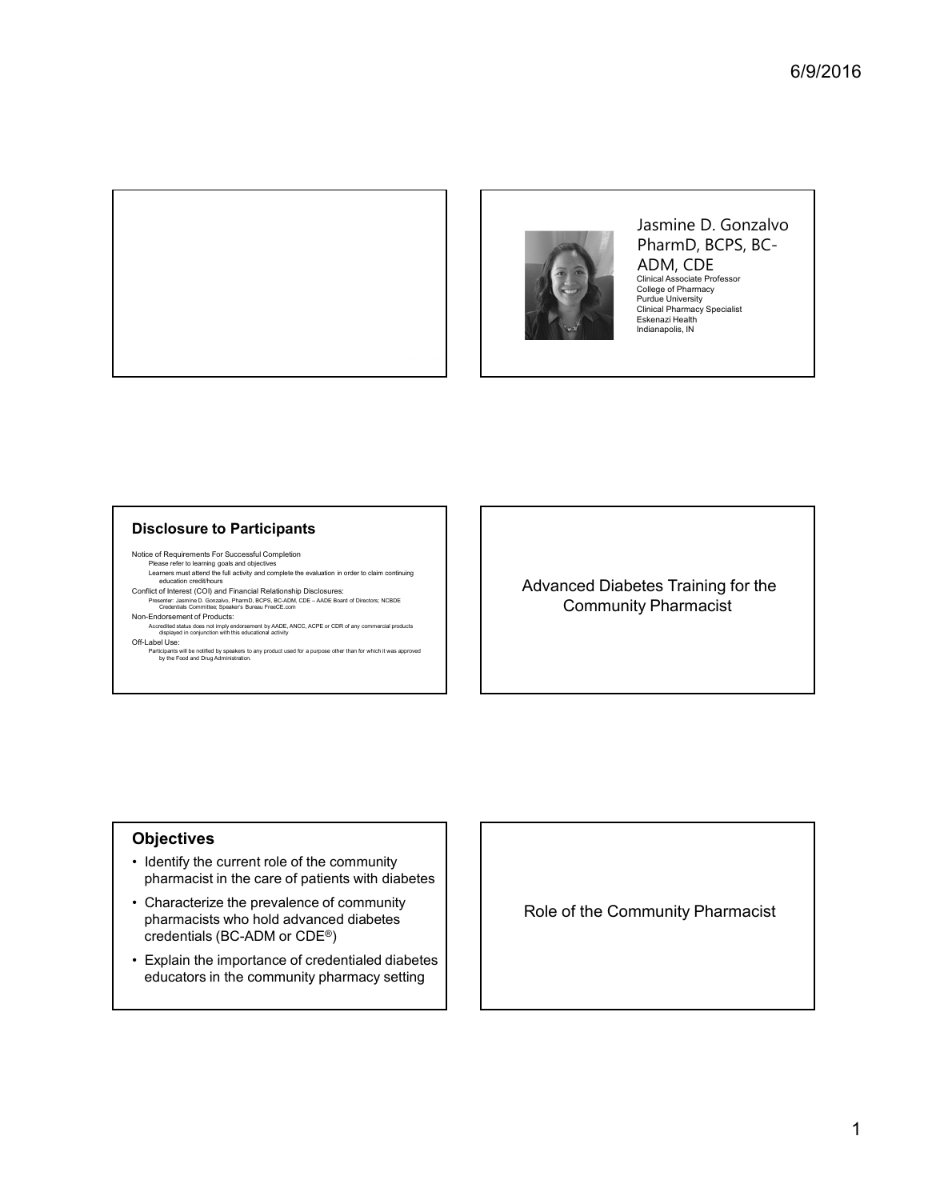Jasmine D. Gonzalvo PharmD, BCPS, BC-ADM, CDE

Clinical Associate Professor
College of Pharmacy
Purdue University
Clinical Pharmacy Specialist
Eskenazi Health
Indianapolis, IN

## Disclosure to Participants

Notice of Requirements For Successful Completion
- Please refer to learning goals and objectives
- Learners must attend the full activity and complete the evaluation in order to claim continuing education credit/hours

Conflict of Interest (COI) and Financial Relationship Disclosures:
- Presenter: Jasmine D. Gonzalvo, PharmD, BCPS, BC-ADM, CDE – AADE Board of Directors; NCBDE Credentials Committee; Speaker's Bureau FreeCE.com

Non-Endorsement of Products:
- Accredited status does not imply endorsement by AADE, ANCC, ACPE or CDR of any commercial products displayed in conjunction with this educational activity

Off-Label Use:
- Participants will be notified by speakers to any product used for a purpose other than for which it was approved by the Food and Drug Administration.

# Advanced Diabetes Training for the Community Pharmacist

## Objectives

- Identify the current role of the community pharmacist in the care of patients with diabetes
- Characterize the prevalence of community pharmacists who hold advanced diabetes credentials (BC-ADM or CDE®)
- Explain the importance of credentialed diabetes educators in the community pharmacy setting

# Role of the Community Pharmacist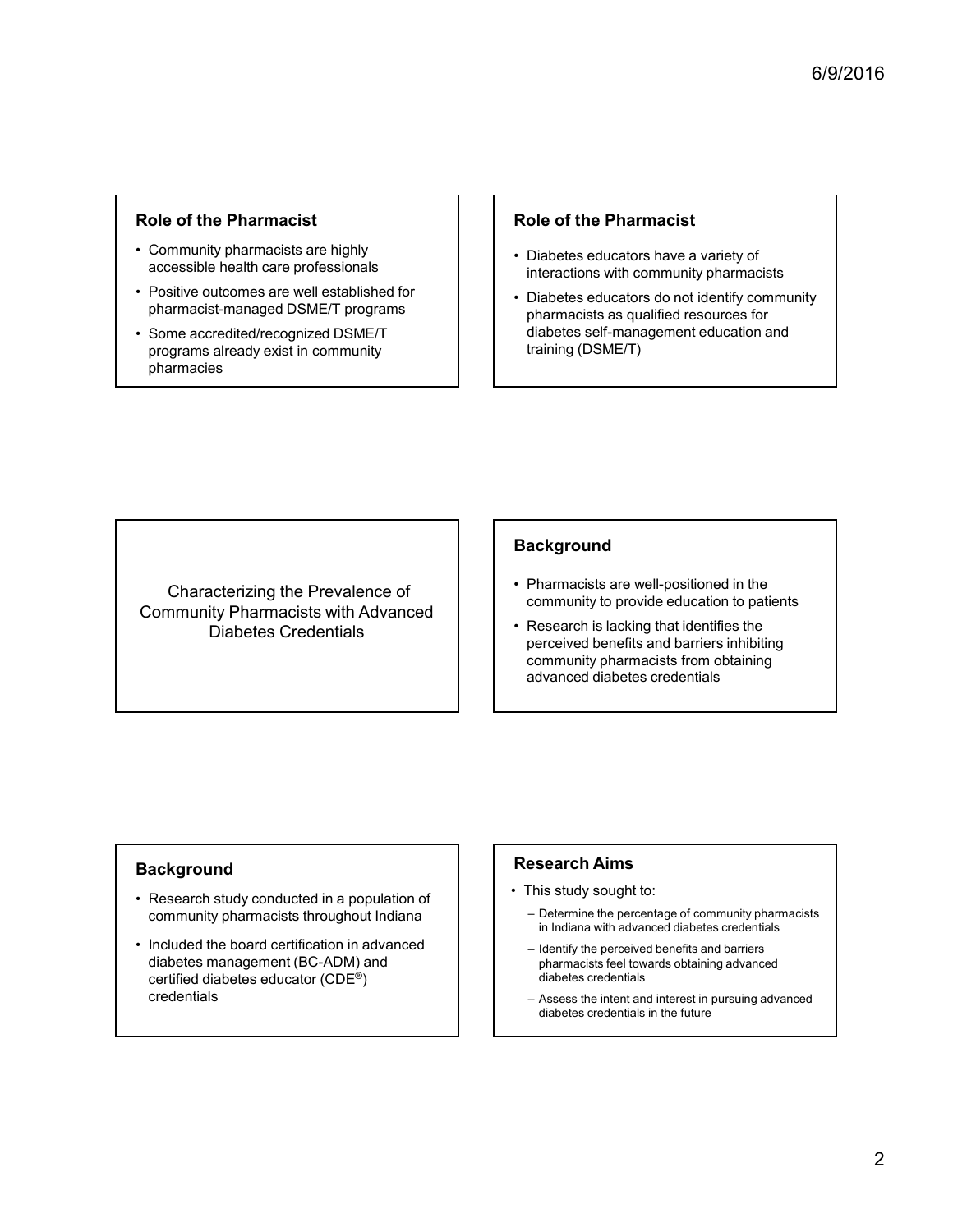## Role of the Pharmacist

- Community pharmacists are highly accessible health care professionals
- Positive outcomes are well established for pharmacist-managed DSME/T programs
- Some accredited/recognized DSME/T programs already exist in community pharmacies

## Role of the Pharmacist

- Diabetes educators have a variety of interactions with community pharmacists
- Diabetes educators do not identify community pharmacists as qualified resources for diabetes self-management education and training (DSME/T)

## Characterizing the Prevalence of Community Pharmacists with Advanced Diabetes Credentials

## Background

- Pharmacists are well-positioned in the community to provide education to patients
- Research is lacking that identifies the perceived benefits and barriers inhibiting community pharmacists from obtaining advanced diabetes credentials

## Background

- Research study conducted in a population of community pharmacists throughout Indiana
- Included the board certification in advanced diabetes management (BC-ADM) and certified diabetes educator (CDE®) credentials

## Research Aims

- This study sought to:
  - Determine the percentage of community pharmacists in Indiana with advanced diabetes credentials
  - Identify the perceived benefits and barriers pharmacists feel towards obtaining advanced diabetes credentials
  - Assess the intent and interest in pursuing advanced diabetes credentials in the future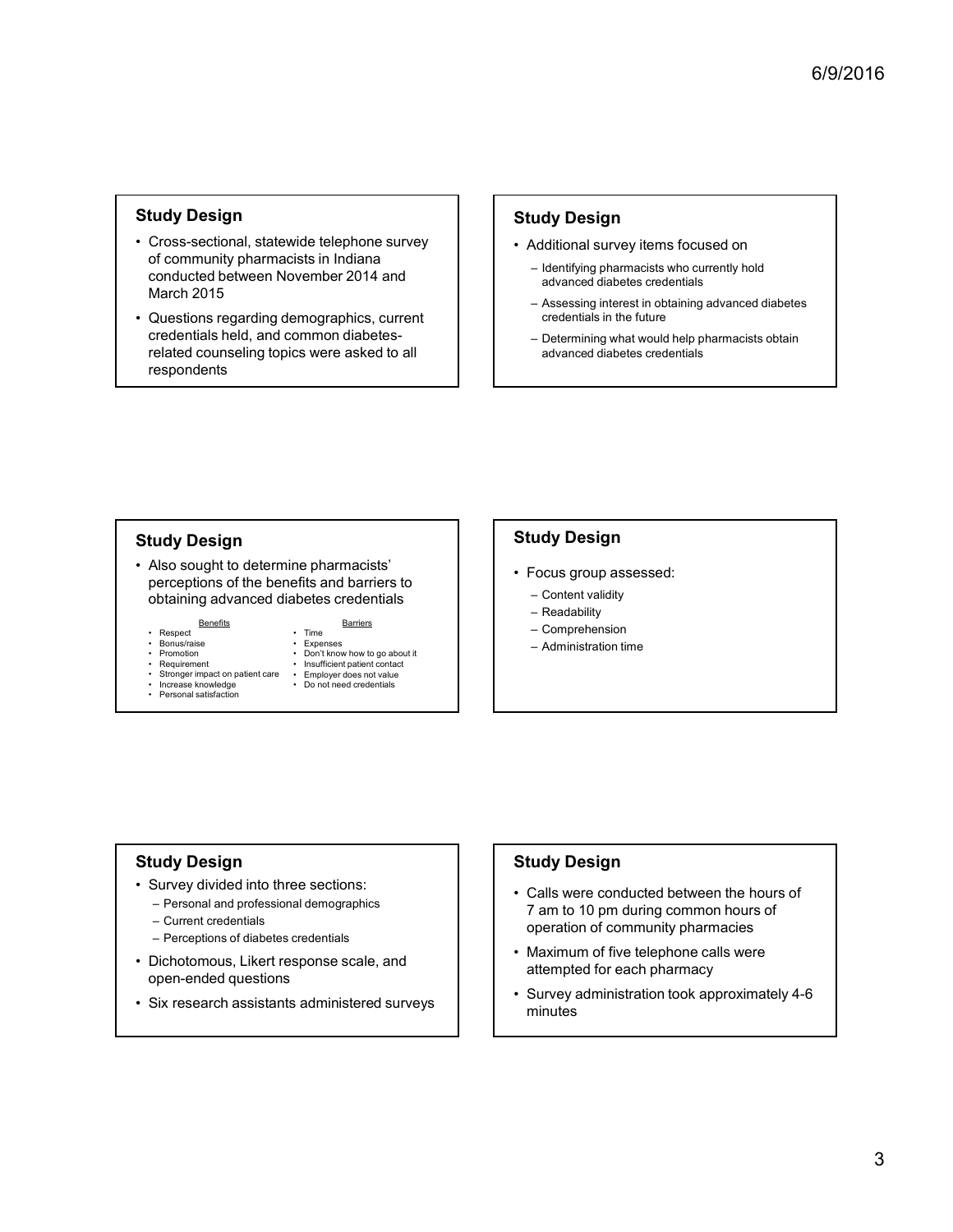## Study Design

- Cross-sectional, statewide telephone survey of community pharmacists in Indiana conducted between November 2014 and March 2015
- Questions regarding demographics, current credentials held, and common diabetes-related counseling topics were asked to all respondents

## Study Design

- Additional survey items focused on
  - Identifying pharmacists who currently hold advanced diabetes credentials
  - Assessing interest in obtaining advanced diabetes credentials in the future
  - Determining what would help pharmacists obtain advanced diabetes credentials

## Study Design

- Also sought to determine pharmacists' perceptions of the benefits and barriers to obtaining advanced diabetes credentials

| Benefits | Barriers |
|---|---|
| • Respect | • Time |
| • Bonus/raise | • Expenses |
| • Promotion | • Don't know how to go about it |
| • Requirement | • Insufficient patient contact |
| • Stronger impact on patient care | • Employer does not value |
| • Increase knowledge | • Do not need credentials |
| • Personal satisfaction | |

## Study Design

- Focus group assessed:
  - Content validity
  - Readability
  - Comprehension
  - Administration time

## Study Design

- Survey divided into three sections:
  - Personal and professional demographics
  - Current credentials
  - Perceptions of diabetes credentials
- Dichotomous, Likert response scale, and open-ended questions
- Six research assistants administered surveys

## Study Design

- Calls were conducted between the hours of 7 am to 10 pm during common hours of operation of community pharmacies
- Maximum of five telephone calls were attempted for each pharmacy
- Survey administration took approximately 4-6 minutes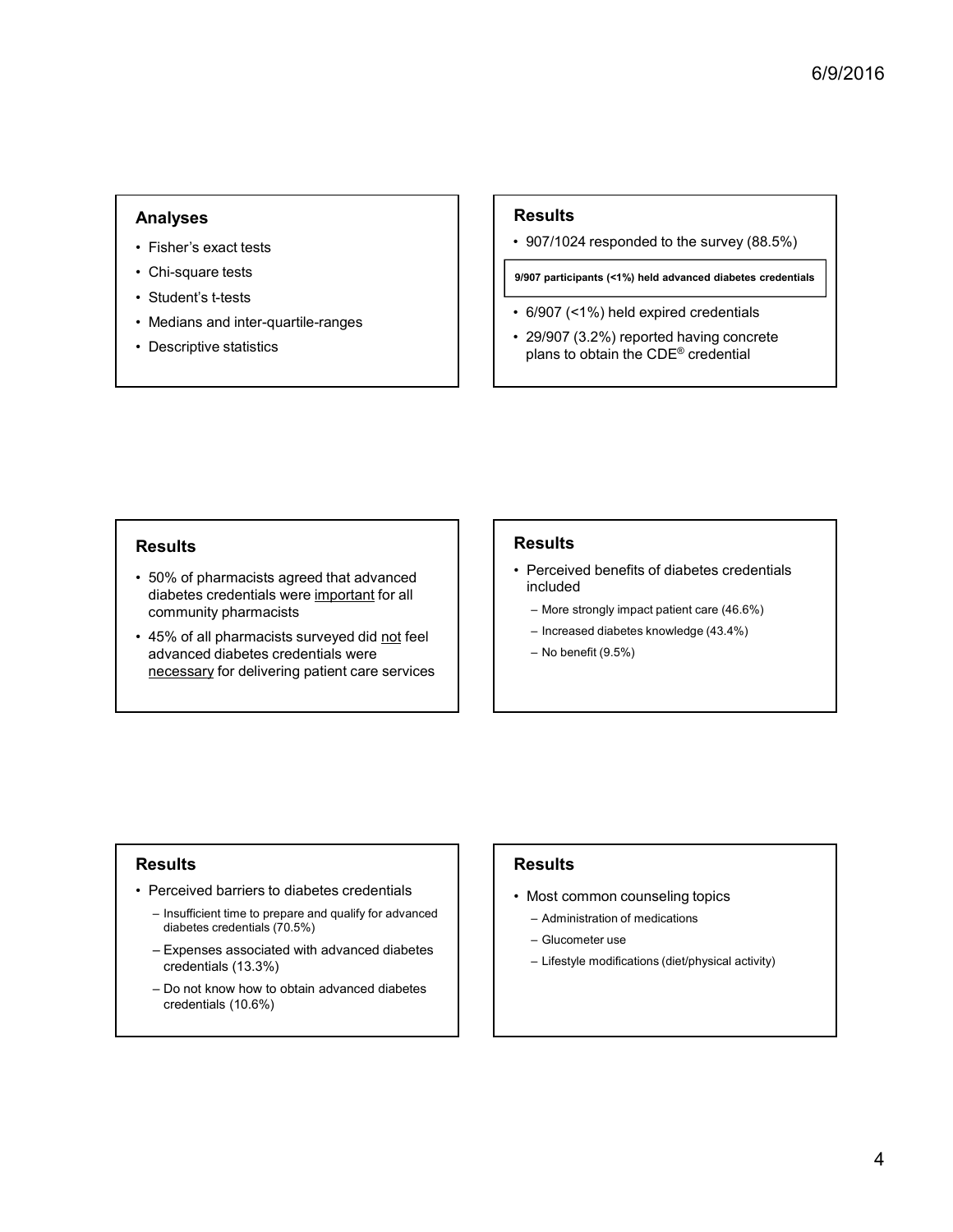## Analyses

- Fisher's exact tests
- Chi-square tests
- Student's t-tests
- Medians and inter-quartile-ranges
- Descriptive statistics

## Results

- 907/1024 responded to the survey (88.5%)

**9/907 participants (<1%) held advanced diabetes credentials**

- 6/907 (<1%) held expired credentials
- 29/907 (3.2%) reported having concrete plans to obtain the CDE® credential

## Results

- 50% of pharmacists agreed that advanced diabetes credentials were important for all community pharmacists
- 45% of all pharmacists surveyed did not feel advanced diabetes credentials were necessary for delivering patient care services

## Results

- Perceived benefits of diabetes credentials included
  - More strongly impact patient care (46.6%)
  - Increased diabetes knowledge (43.4%)
  - No benefit (9.5%)

## Results

- Perceived barriers to diabetes credentials
  - Insufficient time to prepare and qualify for advanced diabetes credentials (70.5%)
  - Expenses associated with advanced diabetes credentials (13.3%)
  - Do not know how to obtain advanced diabetes credentials (10.6%)

## Results

- Most common counseling topics
  - Administration of medications
  - Glucometer use
  - Lifestyle modifications (diet/physical activity)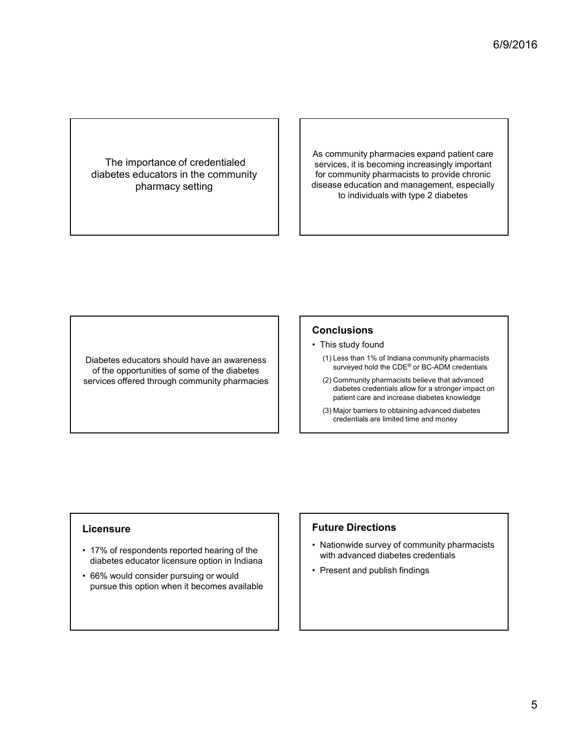The importance of credentialed diabetes educators in the community pharmacy setting

As community pharmacies expand patient care services, it is becoming increasingly important for community pharmacists to provide chronic disease education and management, especially to individuals with type 2 diabetes

Diabetes educators should have an awareness of the opportunities of some of the diabetes services offered through community pharmacies

## Conclusions

- This study found
  - (1) Less than 1% of Indiana community pharmacists surveyed hold the CDE® or BC-ADM credentials
  - (2) Community pharmacists believe that advanced diabetes credentials allow for a stronger impact on patient care and increase diabetes knowledge
  - (3) Major barriers to obtaining advanced diabetes credentials are limited time and money

## Licensure

- 17% of respondents reported hearing of the diabetes educator licensure option in Indiana
- 66% would consider pursuing or would pursue this option when it becomes available

## Future Directions

- Nationwide survey of community pharmacists with advanced diabetes credentials
- Present and publish findings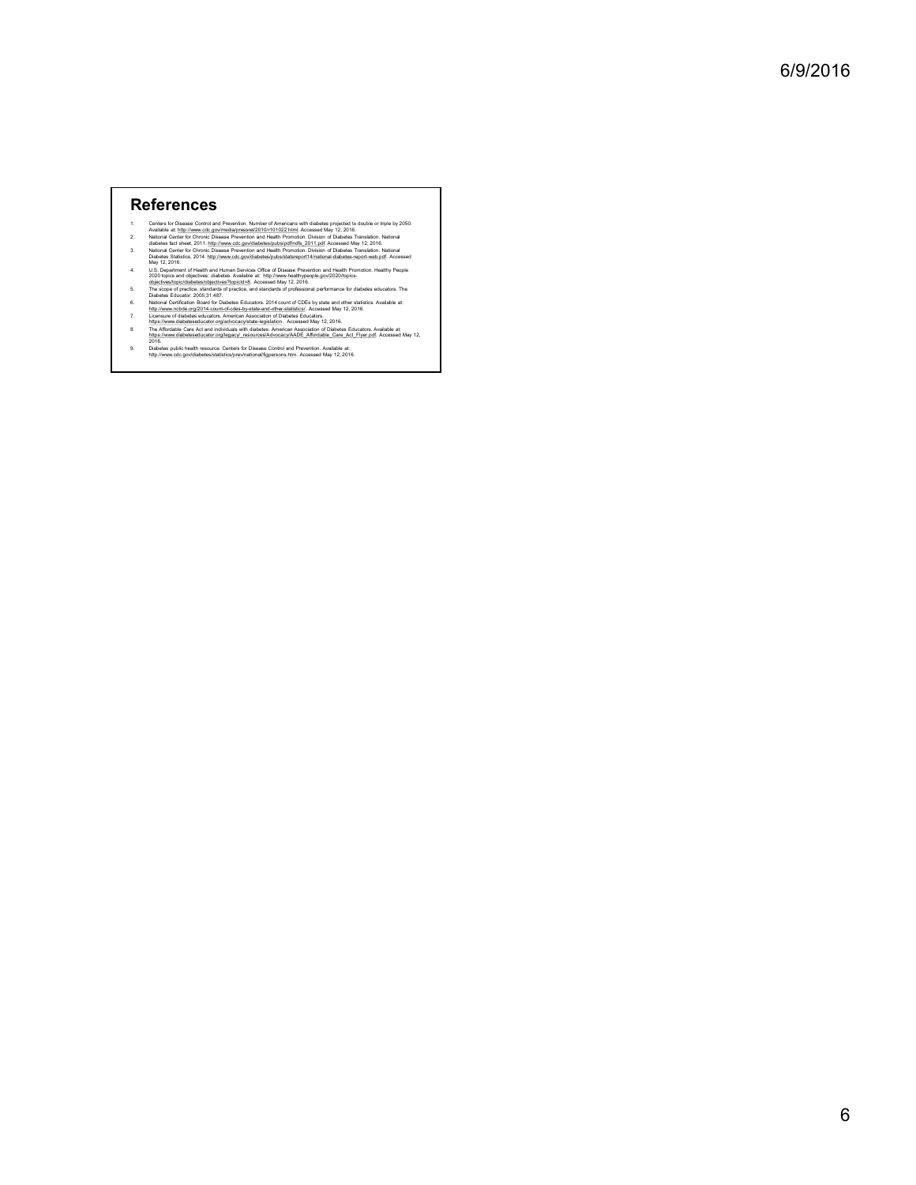## References

1. Centers for Disease Control and Prevention. Number of Americans with diabetes projected to double or triple by 2050. Available at: http://www.cdc.gov/media/pressrel/2010/r101022.html. Accessed May 12, 2016.
2. National Center for Chronic Disease Prevention and Health Promotion. Division of Diabetes Translation. National diabetes fact sheet, 2011. http://www.cdc.gov/diabetes/pubs/pdf/ndfs_2011.pdf. Accessed May 12, 2016.
3. National Center for Chronic Disease Prevention and Health Promotion. Division of Diabetes Translation. National Diabetes Statistics, 2014. http://www.cdc.gov/diabetes/pubs/statsreport14/national-diabetes-report-web.pdf. Accessed May 12, 2016.
4. U.S. Department of Health and Human Services Office of Disease Prevention and Health Promotion. Healthy People 2020 topics and objectives: diabetes. Available at: http://www.healthypeople.gov/2020/topics-objectives/topic/diabetes/objectives?topicId=8. Accessed May 12, 2016.
5. The scope of practice, standards of practice, and standards of professional performance for diabetes educators. The Diabetes Educator. 2005;31:487.
6. National Certification Board for Diabetes Educators. 2014 count of CDEs by state and other statistics. Available at: http://www.ncbde.org/2014-count-of-cdes-by-state-and-other-statistics/. Accessed May 12, 2016.
7. Licensure of diabetes educators. American Association of Diabetes Educators. https://www.diabeteseducator.org/advocacy/state-legislation. Accessed May 12, 2016.
8. The Affordable Care Act and individuals with diabetes. American Association of Diabetes Educators. Available at: https://www.diabeteseducator.org/legacy/_resources/Advocacy/AADE_Affordable_Care_Act_Flyer.pdf. Accessed May 12, 2016.
9. Diabetes public health resource. Centers for Disease Control and Prevention. Available at: http://www.cdc.gov/diabetes/statistics/prev/national/figpersons.htm. Accessed May 12, 2016.